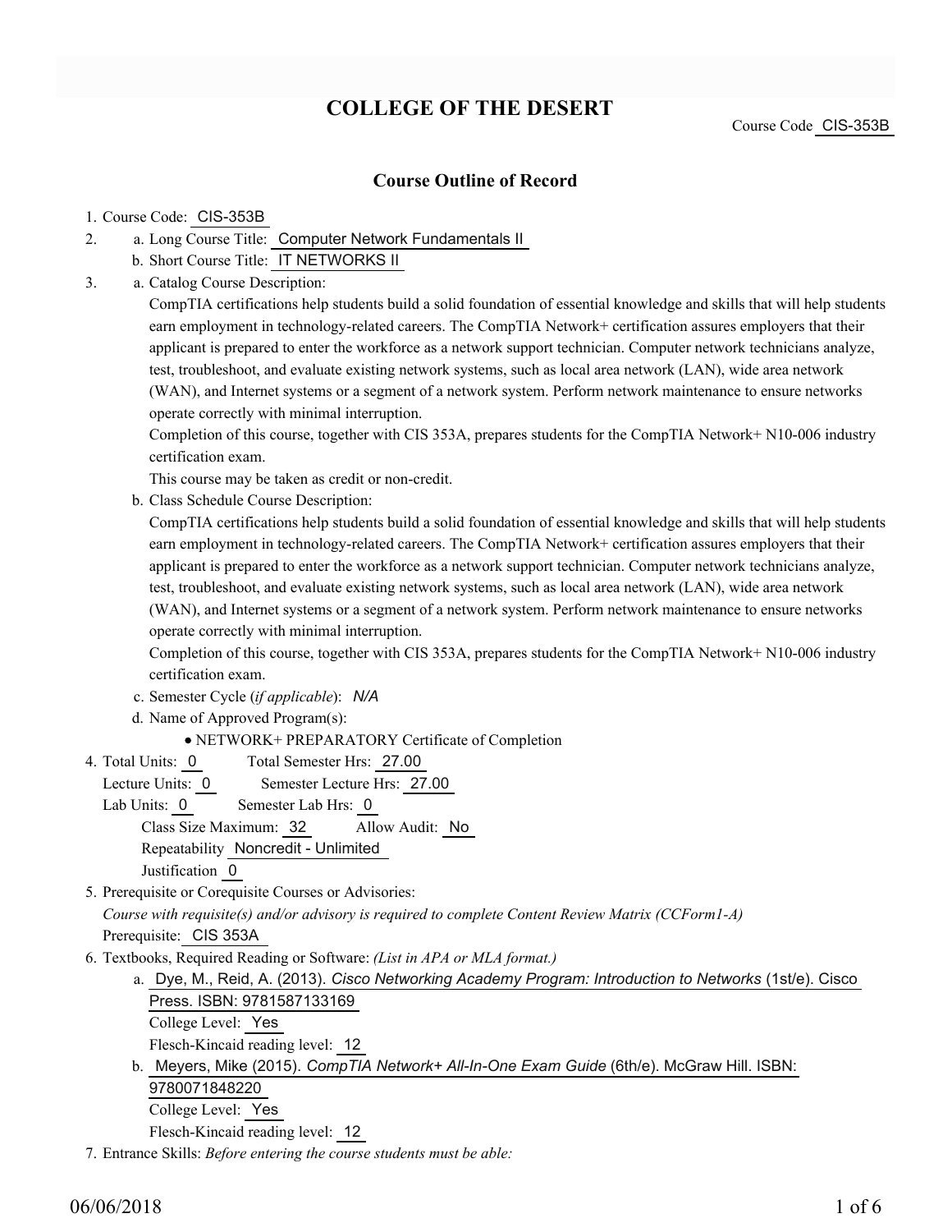# COLLEGE OF THE DESERT

Course Code CIS-353B

## Course Outline of Record

1. Course Code: CIS-353B
2. a. Long Course Title: Computer Network Fundamentals II

   b. Short Course Title: IT NETWORKS II
3. a. Catalog Course Description:

   CompTIA certifications help students build a solid foundation of essential knowledge and skills that will help students earn employment in technology-related careers. The CompTIA Network+ certification assures employers that their applicant is prepared to enter the workforce as a network support technician. Computer network technicians analyze, test, troubleshoot, and evaluate existing network systems, such as local area network (LAN), wide area network (WAN), and Internet systems or a segment of a network system. Perform network maintenance to ensure networks operate correctly with minimal interruption.

   Completion of this course, together with CIS 353A, prepares students for the CompTIA Network+ N10-006 industry certification exam.

   This course may be taken as credit or non-credit.

   b. Class Schedule Course Description:

   CompTIA certifications help students build a solid foundation of essential knowledge and skills that will help students earn employment in technology-related careers. The CompTIA Network+ certification assures employers that their applicant is prepared to enter the workforce as a network support technician. Computer network technicians analyze, test, troubleshoot, and evaluate existing network systems, such as local area network (LAN), wide area network (WAN), and Internet systems or a segment of a network system. Perform network maintenance to ensure networks operate correctly with minimal interruption.

   Completion of this course, together with CIS 353A, prepares students for the CompTIA Network+ N10-006 industry certification exam.

   c. Semester Cycle (*if applicable*): *N/A*

   d. Name of Approved Program(s):

   - NETWORK+ PREPARATORY Certificate of Completion
4. Total Units: 0 Total Semester Hrs: 27.00

   Lecture Units: 0 Semester Lecture Hrs: 27.00

   Lab Units: 0 Semester Lab Hrs: 0

   Class Size Maximum: 32 Allow Audit: No

   Repeatability Noncredit - Unlimited

   Justification 0
5. Prerequisite or Corequisite Courses or Advisories:

   *Course with requisite(s) and/or advisory is required to complete Content Review Matrix (CCForm1-A)*

   Prerequisite: CIS 353A
6. Textbooks, Required Reading or Software: *(List in APA or MLA format.)*

   a. Dye, M., Reid, A. (2013). *Cisco Networking Academy Program: Introduction to Networks* (1st/e). Cisco Press. ISBN: 9781587133169

   College Level: Yes

   Flesch-Kincaid reading level: 12

   b. Meyers, Mike (2015). *CompTIA Network+ All-In-One Exam Guide* (6th/e). McGraw Hill. ISBN: 9780071848220

   College Level: Yes

   Flesch-Kincaid reading level: 12
7. Entrance Skills: *Before entering the course students must be able:*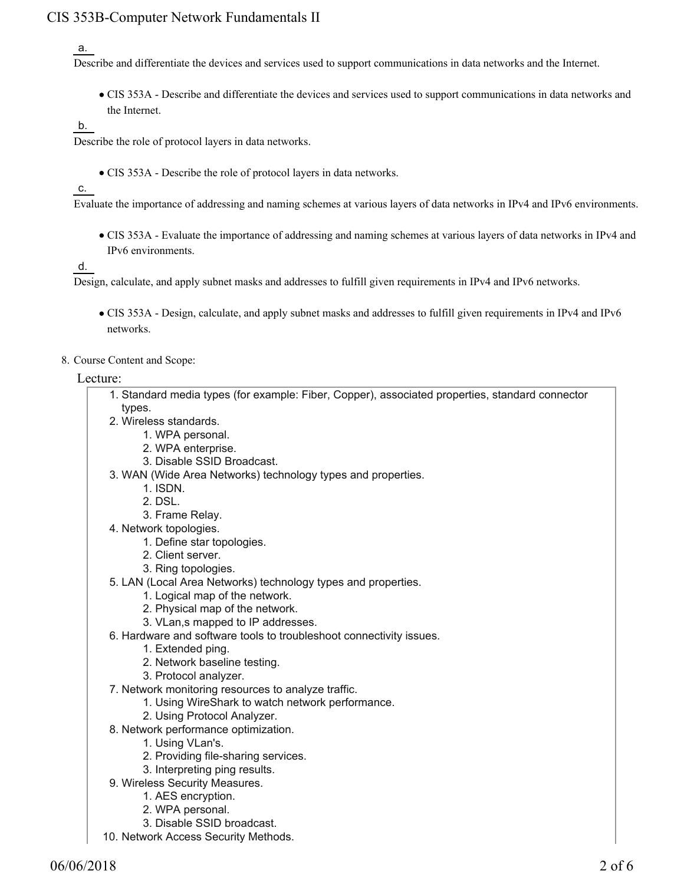a. Describe and differentiate the devices and services used to support communications in data networks and the Internet.

- CIS 353A - Describe and differentiate the devices and services used to support communications in data networks and the Internet.

b. Describe the role of protocol layers in data networks.

- CIS 353A - Describe the role of protocol layers in data networks.

c. Evaluate the importance of addressing and naming schemes at various layers of data networks in IPv4 and IPv6 environments.

- CIS 353A - Evaluate the importance of addressing and naming schemes at various layers of data networks in IPv4 and IPv6 environments.

d. Design, calculate, and apply subnet masks and addresses to fulfill given requirements in IPv4 and IPv6 networks.

- CIS 353A - Design, calculate, and apply subnet masks and addresses to fulfill given requirements in IPv4 and IPv6 networks.

8. Course Content and Scope:

Lecture:

1. Standard media types (for example: Fiber, Copper), associated properties, standard connector types.
2. Wireless standards.
    1. WPA personal.
    2. WPA enterprise.
    3. Disable SSID Broadcast.
3. WAN (Wide Area Networks) technology types and properties.
    1. ISDN.
    2. DSL.
    3. Frame Relay.
4. Network topologies.
    1. Define star topologies.
    2. Client server.
    3. Ring topologies.
5. LAN (Local Area Networks) technology types and properties.
    1. Logical map of the network.
    2. Physical map of the network.
    3. VLan,s mapped to IP addresses.
6. Hardware and software tools to troubleshoot connectivity issues.
    1. Extended ping.
    2. Network baseline testing.
    3. Protocol analyzer.
7. Network monitoring resources to analyze traffic.
    1. Using WireShark to watch network performance.
    2. Using Protocol Analyzer.
8. Network performance optimization.
    1. Using VLan's.
    2. Providing file-sharing services.
    3. Interpreting ping results.
9. Wireless Security Measures.
    1. AES encryption.
    2. WPA personal.
    3. Disable SSID broadcast.
10. Network Access Security Methods.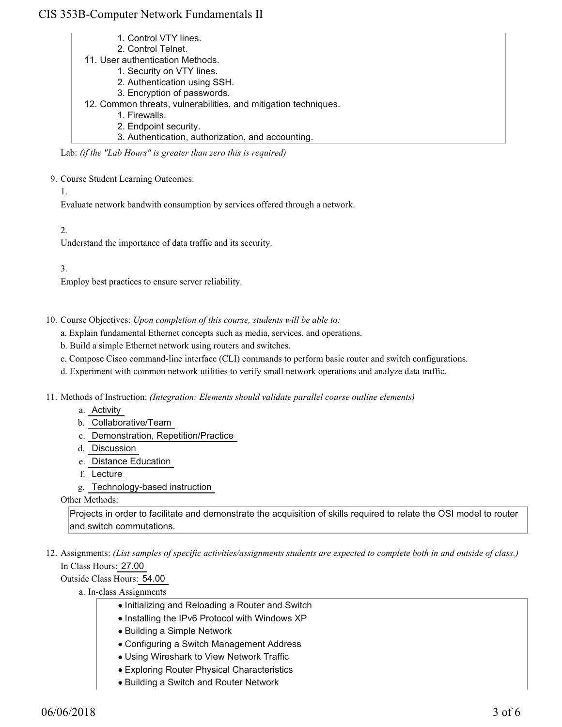1. Control VTY lines.
   2. Control Telnet.
11. User authentication Methods.
   1. Security on VTY lines.
   2. Authentication using SSH.
   3. Encryption of passwords.
12. Common threats, vulnerabilities, and mitigation techniques.
   1. Firewalls.
   2. Endpoint security.
   3. Authentication, authorization, and accounting.

Lab: *(if the "Lab Hours" is greater than zero this is required)*

9. Course Student Learning Outcomes:

   1.

   Evaluate network bandwith consumption by services offered through a network.

   2.

   Understand the importance of data traffic and its security.

   3.

   Employ best practices to ensure server reliability.

10. Course Objectives: *Upon completion of this course, students will be able to:*

   a. Explain fundamental Ethernet concepts such as media, services, and operations.

   b. Build a simple Ethernet network using routers and switches.

   c. Compose Cisco command-line interface (CLI) commands to perform basic router and switch configurations.

   d. Experiment with common network utilities to verify small network operations and analyze data traffic.

11. Methods of Instruction: *(Integration: Elements should validate parallel course outline elements)*

   a. Activity
   b. Collaborative/Team
   c. Demonstration, Repetition/Practice
   d. Discussion
   e. Distance Education
   f. Lecture
   g. Technology-based instruction

   Other Methods:

   Projects in order to facilitate and demonstrate the acquisition of skills required to relate the OSI model to router and switch commutations.

12. Assignments: *(List samples of specific activities/assignments students are expected to complete both in and outside of class.)*

   In Class Hours: 27.00

   Outside Class Hours: 54.00

   a. In-class Assignments

      - Initializing and Reloading a Router and Switch
      - Installing the IPv6 Protocol with Windows XP
      - Building a Simple Network
      - Configuring a Switch Management Address
      - Using Wireshark to View Network Traffic
      - Exploring Router Physical Characteristics
      - Building a Switch and Router Network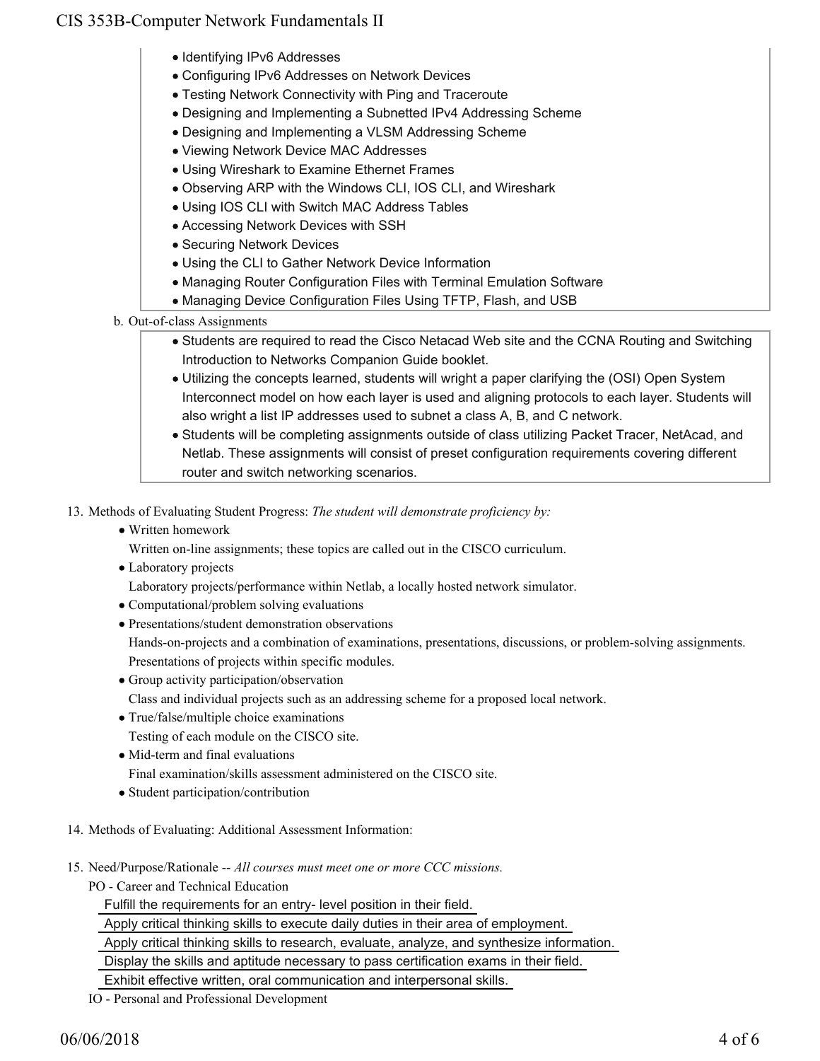- Identifying IPv6 Addresses
- Configuring IPv6 Addresses on Network Devices
- Testing Network Connectivity with Ping and Traceroute
- Designing and Implementing a Subnetted IPv4 Addressing Scheme
- Designing and Implementing a VLSM Addressing Scheme
- Viewing Network Device MAC Addresses
- Using Wireshark to Examine Ethernet Frames
- Observing ARP with the Windows CLI, IOS CLI, and Wireshark
- Using IOS CLI with Switch MAC Address Tables
- Accessing Network Devices with SSH
- Securing Network Devices
- Using the CLI to Gather Network Device Information
- Managing Router Configuration Files with Terminal Emulation Software
- Managing Device Configuration Files Using TFTP, Flash, and USB

b. Out-of-class Assignments

- Students are required to read the Cisco Netacad Web site and the CCNA Routing and Switching Introduction to Networks Companion Guide booklet.
- Utilizing the concepts learned, students will wright a paper clarifying the (OSI) Open System Interconnect model on how each layer is used and aligning protocols to each layer. Students will also wright a list IP addresses used to subnet a class A, B, and C network.
- Students will be completing assignments outside of class utilizing Packet Tracer, NetAcad, and Netlab. These assignments will consist of preset configuration requirements covering different router and switch networking scenarios.

13. Methods of Evaluating Student Progress: *The student will demonstrate proficiency by:*
    - Written homework
      Written on-line assignments; these topics are called out in the CISCO curriculum.
    - Laboratory projects
      Laboratory projects/performance within Netlab, a locally hosted network simulator.
    - Computational/problem solving evaluations
    - Presentations/student demonstration observations
      Hands-on-projects and a combination of examinations, presentations, discussions, or problem-solving assignments. Presentations of projects within specific modules.
    - Group activity participation/observation
      Class and individual projects such as an addressing scheme for a proposed local network.
    - True/false/multiple choice examinations
      Testing of each module on the CISCO site.
    - Mid-term and final evaluations
      Final examination/skills assessment administered on the CISCO site.
    - Student participation/contribution

14. Methods of Evaluating: Additional Assessment Information:

15. Need/Purpose/Rationale -- *All courses must meet one or more CCC missions.*

    PO - Career and Technical Education

    Fulfill the requirements for an entry- level position in their field.

    Apply critical thinking skills to execute daily duties in their area of employment.

    Apply critical thinking skills to research, evaluate, analyze, and synthesize information.

    Display the skills and aptitude necessary to pass certification exams in their field.

    Exhibit effective written, oral communication and interpersonal skills.

    IO - Personal and Professional Development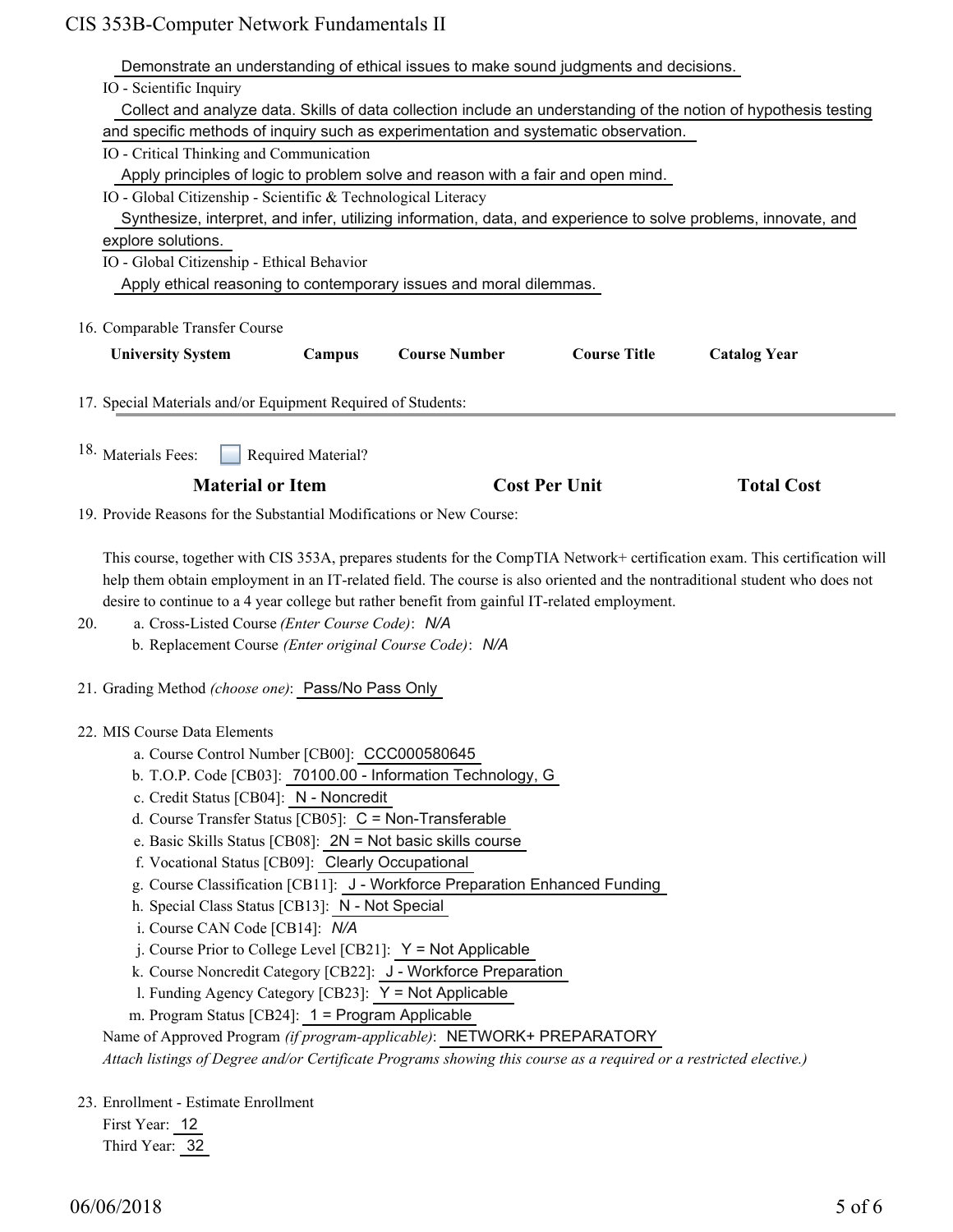Demonstrate an understanding of ethical issues to make sound judgments and decisions.

IO - Scientific Inquiry

Collect and analyze data. Skills of data collection include an understanding of the notion of hypothesis testing and specific methods of inquiry such as experimentation and systematic observation.

IO - Critical Thinking and Communication

Apply principles of logic to problem solve and reason with a fair and open mind.

IO - Global Citizenship - Scientific & Technological Literacy

Synthesize, interpret, and infer, utilizing information, data, and experience to solve problems, innovate, and explore solutions.

IO - Global Citizenship - Ethical Behavior

Apply ethical reasoning to contemporary issues and moral dilemmas.

16. Comparable Transfer Course

| University System | Campus | Course Number | Course Title | Catalog Year |
|---|---|---|---|---|

17. Special Materials and/or Equipment Required of Students:

18. Materials Fees: ☐ Required Material?

| Material or Item | Cost Per Unit | Total Cost |
|---|---|---|

19. Provide Reasons for the Substantial Modifications or New Course:

This course, together with CIS 353A, prepares students for the CompTIA Network+ certification exam. This certification will help them obtain employment in an IT-related field. The course is also oriented and the nontraditional student who does not desire to continue to a 4 year college but rather benefit from gainful IT-related employment.

20. a. Cross-Listed Course *(Enter Course Code)*: *N/A*
    b. Replacement Course *(Enter original Course Code)*: *N/A*

21. Grading Method *(choose one)*: Pass/No Pass Only

22. MIS Course Data Elements
    a. Course Control Number [CB00]: CCC000580645
    b. T.O.P. Code [CB03]: 70100.00 - Information Technology, G
    c. Credit Status [CB04]: N - Noncredit
    d. Course Transfer Status [CB05]: C = Non-Transferable
    e. Basic Skills Status [CB08]: 2N = Not basic skills course
    f. Vocational Status [CB09]: Clearly Occupational
    g. Course Classification [CB11]: J - Workforce Preparation Enhanced Funding
    h. Special Class Status [CB13]: N - Not Special
    i. Course CAN Code [CB14]: *N/A*
    j. Course Prior to College Level [CB21]: Y = Not Applicable
    k. Course Noncredit Category [CB22]: J - Workforce Preparation
    l. Funding Agency Category [CB23]: Y = Not Applicable
    m. Program Status [CB24]: 1 = Program Applicable

    Name of Approved Program *(if program-applicable)*: NETWORK+ PREPARATORY

    *Attach listings of Degree and/or Certificate Programs showing this course as a required or a restricted elective.)*

23. Enrollment - Estimate Enrollment

    First Year: 12

    Third Year: 32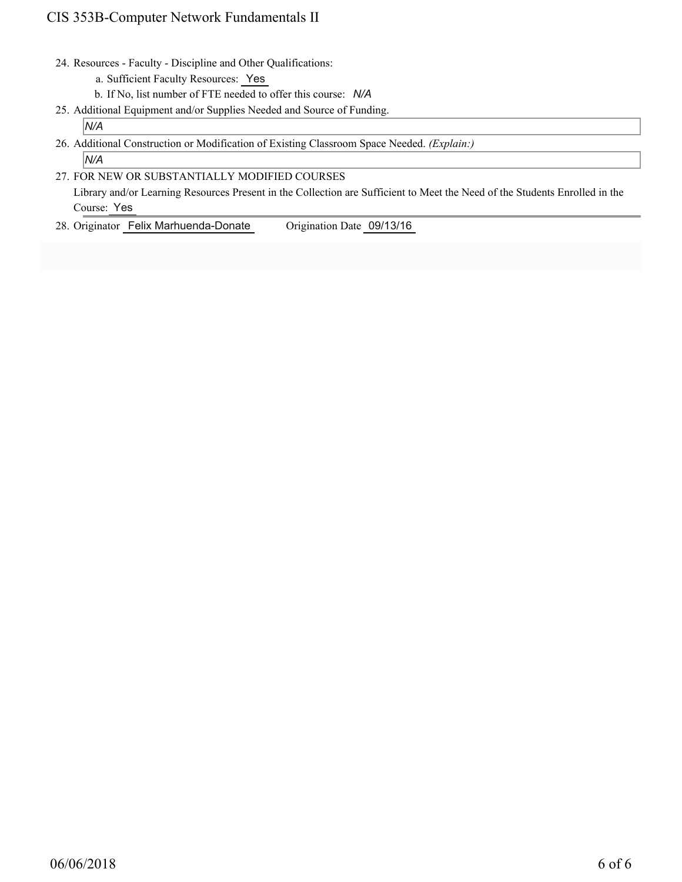24. Resources - Faculty - Discipline and Other Qualifications:
    a. Sufficient Faculty Resources: Yes
    b. If No, list number of FTE needed to offer this course: *N/A*
25. Additional Equipment and/or Supplies Needed and Source of Funding.

    *N/A*
26. Additional Construction or Modification of Existing Classroom Space Needed. *(Explain:)*

    *N/A*
27. FOR NEW OR SUBSTANTIALLY MODIFIED COURSES

    Library and/or Learning Resources Present in the Collection are Sufficient to Meet the Need of the Students Enrolled in the Course: Yes
28. Originator Felix Marhuenda-Donate Origination Date 09/13/16